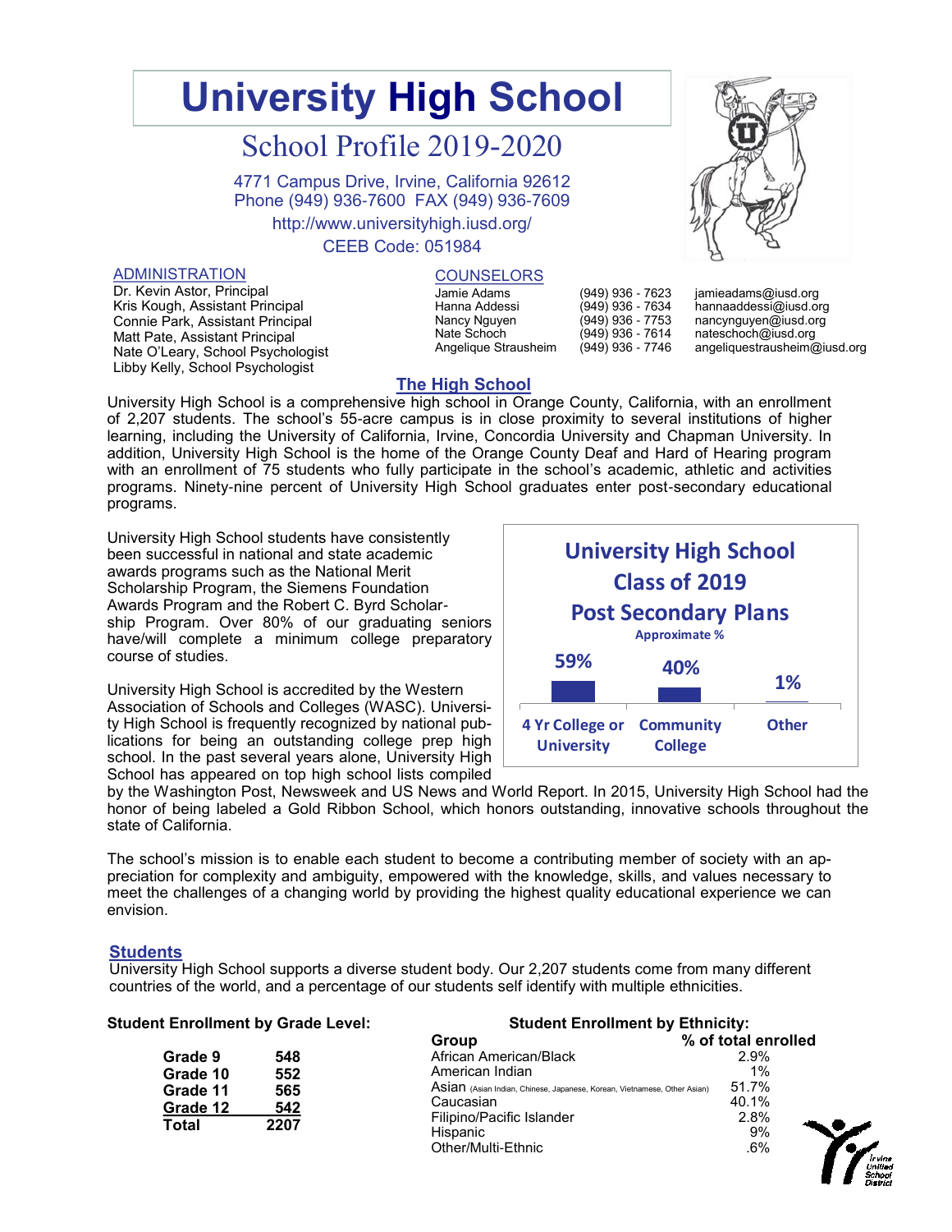# University High School

## School Profile 2019-2020

4771 Campus Drive, Irvine, California 92612
Phone (949) 936-7600 FAX (949) 936-7609
http://www.universityhigh.iusd.org/
CEEB Code: 051984

### ADMINISTRATION

Dr. Kevin Astor, Principal
Kris Kough, Assistant Principal
Connie Park, Assistant Principal
Matt Pate, Assistant Principal
Nate O'Leary, School Psychologist
Libby Kelly, School Psychologist

### COUNSELORS

| Name | Phone | Email |
|---|---|---|
| Jamie Adams | (949) 936 - 7623 | jamieadams@iusd.org |
| Hanna Addessi | (949) 936 - 7634 | hannaaddessi@iusd.org |
| Nancy Nguyen | (949) 936 - 7753 | nancynguyen@iusd.org |
| Nate Schoch | (949) 936 - 7614 | nateschoch@iusd.org |
| Angelique Strausheim | (949) 936 - 7746 | angeliquestrausheim@iusd.org |

## The High School

University High School is a comprehensive high school in Orange County, California, with an enrollment of 2,207 students. The school's 55-acre campus is in close proximity to several institutions of higher learning, including the University of California, Irvine, Concordia University and Chapman University. In addition, University High School is the home of the Orange County Deaf and Hard of Hearing program with an enrollment of 75 students who fully participate in the school's academic, athletic and activities programs. Ninety-nine percent of University High School graduates enter post-secondary educational programs.

University High School students have consistently been successful in national and state academic awards programs such as the National Merit Scholarship Program, the Siemens Foundation Awards Program and the Robert C. Byrd Scholarship Program. Over 80% of our graduating seniors have/will complete a minimum college preparatory course of studies.

**University High School Class of 2019 Post Secondary Plans**
Approximate %

| 4 Yr College or University | Community College | Other |
|---|---|---|
| 59% | 40% | 1% |

University High School is accredited by the Western Association of Schools and Colleges (WASC). University High School is frequently recognized by national publications for being an outstanding college prep high school. In the past several years alone, University High School has appeared on top high school lists compiled by the Washington Post, Newsweek and US News and World Report. In 2015, University High School had the honor of being labeled a Gold Ribbon School, which honors outstanding, innovative schools throughout the state of California.

The school's mission is to enable each student to become a contributing member of society with an appreciation for complexity and ambiguity, empowered with the knowledge, skills, and values necessary to meet the challenges of a changing world by providing the highest quality educational experience we can envision.

## Students

University High School supports a diverse student body. Our 2,207 students come from many different countries of the world, and a percentage of our students self identify with multiple ethnicities.

**Student Enrollment by Grade Level:**

| Grade | Enrollment |
|---|---|
| Grade 9 | 548 |
| Grade 10 | 552 |
| Grade 11 | 565 |
| Grade 12 | 542 |
| **Total** | **2207** |

**Student Enrollment by Ethnicity:**

| Group | % of total enrolled |
|---|---|
| African American/Black | 2.9% |
| American Indian | 1% |
| Asian (Asian Indian, Chinese, Japanese, Korean, Vietnamese, Other Asian) | 51.7% |
| Caucasian | 40.1% |
| Filipino/Pacific Islander | 2.8% |
| Hispanic | 9% |
| Other/Multi-Ethnic | .6% |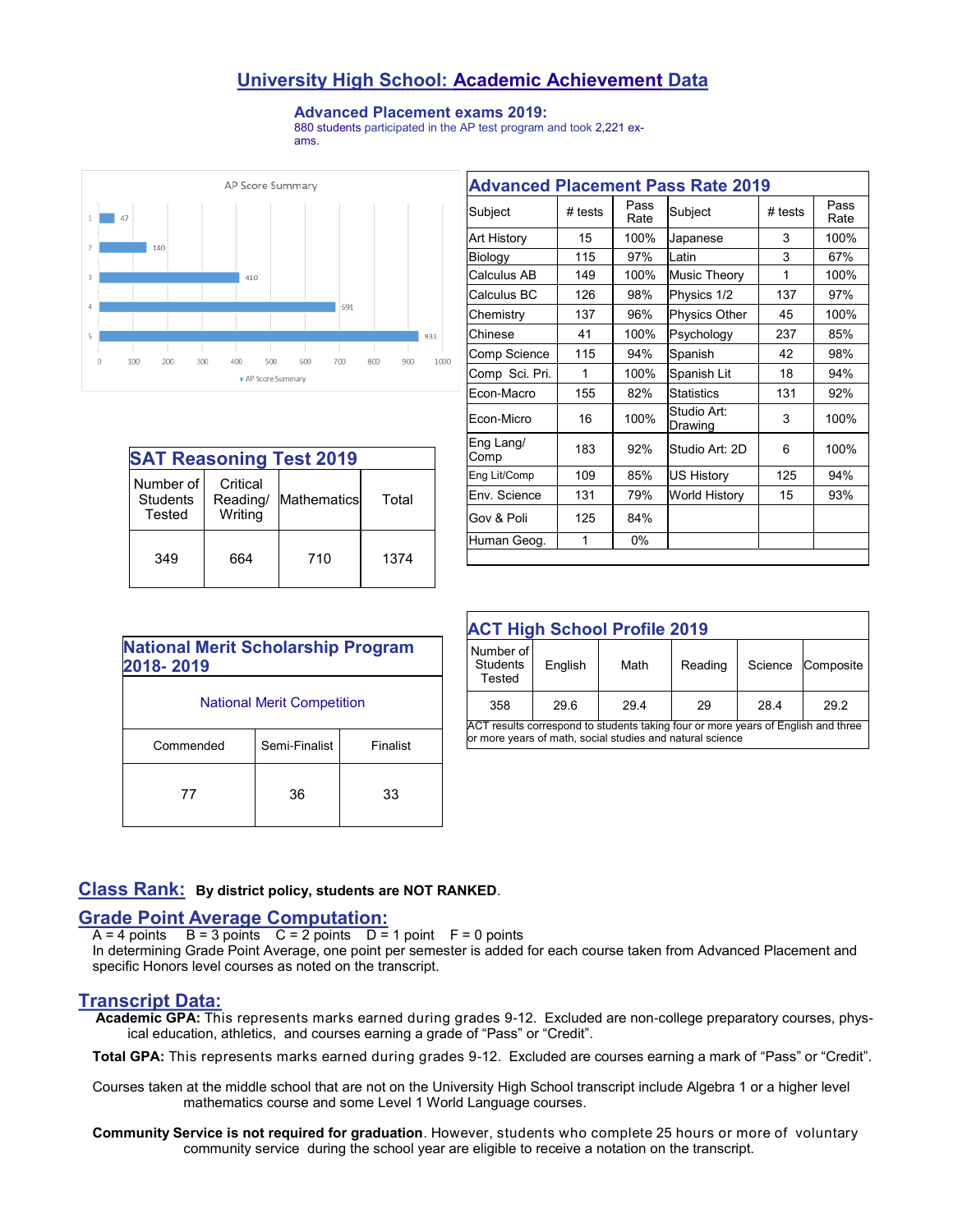# University High School: Academic Achievement Data

## Advanced Placement exams 2019:

880 students participated in the AP test program and took 2,221 exams.

AP Score Summary

| Score | Count |
|---|---|
| 1 | 47 |
| 2 | 140 |
| 3 | 410 |
| 4 | 691 |
| 5 | 933 |

## Advanced Placement Pass Rate 2019

| Subject | # tests | Pass Rate | Subject | # tests | Pass Rate |
|---|---|---|---|---|---|
| Art History | 15 | 100% | Japanese | 3 | 100% |
| Biology | 115 | 97% | Latin | 3 | 67% |
| Calculus AB | 149 | 100% | Music Theory | 1 | 100% |
| Calculus BC | 126 | 98% | Physics 1/2 | 137 | 97% |
| Chemistry | 137 | 96% | Physics Other | 45 | 100% |
| Chinese | 41 | 100% | Psychology | 237 | 85% |
| Comp Science | 115 | 94% | Spanish | 42 | 98% |
| Comp Sci. Pri. | 1 | 100% | Spanish Lit | 18 | 94% |
| Econ-Macro | 155 | 82% | Statistics | 131 | 92% |
| Econ-Micro | 16 | 100% | Studio Art: Drawing | 3 | 100% |
| Eng Lang/ Comp | 183 | 92% | Studio Art: 2D | 6 | 100% |
| Eng Lit/Comp | 109 | 85% | US History | 125 | 94% |
| Env. Science | 131 | 79% | World History | 15 | 93% |
| Gov & Poli | 125 | 84% | | | |
| Human Geog. | 1 | 0% | | | |

## SAT Reasoning Test 2019

| Number of Students Tested | Critical Reading/ Writing | Mathematics | Total |
|---|---|---|---|
| 349 | 664 | 710 | 1374 |

## ACT High School Profile 2019

| Number of Students Tested | English | Math | Reading | Science | Composite |
|---|---|---|---|---|---|
| 358 | 29.6 | 29.4 | 29 | 28.4 | 29.2 |

ACT results correspond to students taking four or more years of English and three or more years of math, social studies and natural science

## National Merit Scholarship Program 2018- 2019

National Merit Competition

| Commended | Semi-Finalist | Finalist |
|---|---|---|
| 77 | 36 | 33 |

## Class Rank:

**By district policy, students are NOT RANKED**.

## Grade Point Average Computation:

A = 4 points B = 3 points C = 2 points D = 1 point F = 0 points

In determining Grade Point Average, one point per semester is added for each course taken from Advanced Placement and specific Honors level courses as noted on the transcript.

## Transcript Data:

**Academic GPA:** This represents marks earned during grades 9-12. Excluded are non-college preparatory courses, physical education, athletics, and courses earning a grade of "Pass" or "Credit".

**Total GPA:** This represents marks earned during grades 9-12. Excluded are courses earning a mark of "Pass" or "Credit".

Courses taken at the middle school that are not on the University High School transcript include Algebra 1 or a higher level mathematics course and some Level 1 World Language courses.

**Community Service is not required for graduation**. However, students who complete 25 hours or more of voluntary community service during the school year are eligible to receive a notation on the transcript.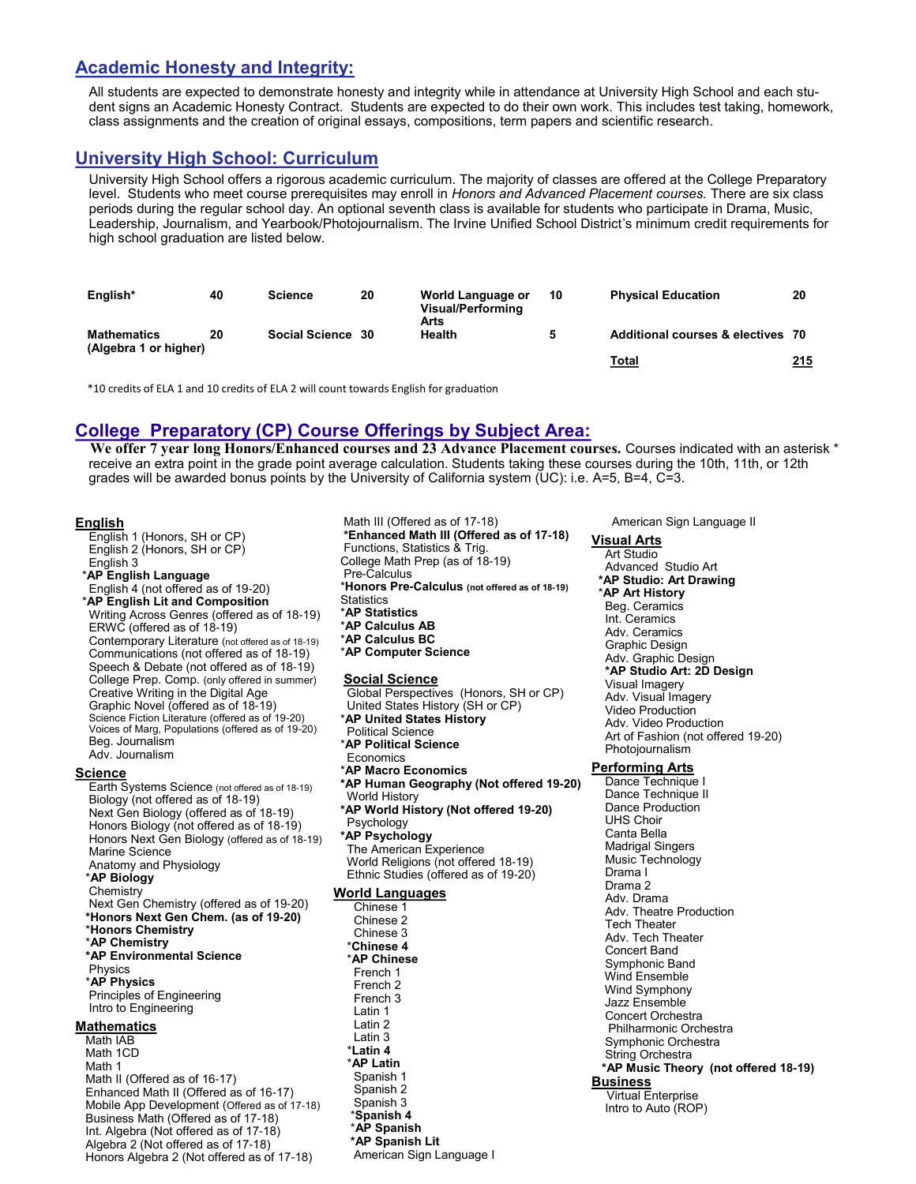## Academic Honesty and Integrity:

All students are expected to demonstrate honesty and integrity while in attendance at University High School and each student signs an Academic Honesty Contract. Students are expected to do their own work. This includes test taking, homework, class assignments and the creation of original essays, compositions, term papers and scientific research.

## University High School: Curriculum

University High School offers a rigorous academic curriculum. The majority of classes are offered at the College Preparatory level. Students who meet course prerequisites may enroll in *Honors and Advanced Placement courses.* There are six class periods during the regular school day. An optional seventh class is available for students who participate in Drama, Music, Leadership, Journalism, and Yearbook/Photojournalism. The Irvine Unified School District's minimum credit requirements for high school graduation are listed below.

| | | | | | | | |
|---|---|---|---|---|---|---|---|
| **English*** | **40** | **Science** | **20** | **World Language or Visual/Performing Arts** | **10** | **Physical Education** | **20** |
| **Mathematics (Algebra 1 or higher)** | **20** | **Social Science** | **30** | **Health** | **5** | **Additional courses & electives** | **70** |
| | | | | | | **Total** | **215** |

*10 credits of ELA 1 and 10 credits of ELA 2 will count towards English for graduation

## College Preparatory (CP) Course Offerings by Subject Area:

**We offer 7 year long Honors/Enhanced courses and 23 Advance Placement courses.** Courses indicated with an asterisk * receive an extra point in the grade point average calculation. Students taking these courses during the 10th, 11th, or 12th grades will be awarded bonus points by the University of California system (UC): i.e. A=5, B=4, C=3.

### English
- English 1 (Honors, SH or CP)
- English 2 (Honors, SH or CP)
- English 3
- ***AP English Language**
- English 4 (not offered as of 19-20)
- ***AP English Lit and Composition**
- Writing Across Genres (offered as of 18-19)
- ERWC (offered as of 18-19)
- Contemporary Literature (not offered as of 18-19)
- Communications (not offered as of 18-19)
- Speech & Debate (not offered as of 18-19)
- College Prep. Comp. (only offered in summer)
- Creative Writing in the Digital Age
- Graphic Novel (offered as of 18-19)
- Science Fiction Literature (offered as of 19-20)
- Voices of Marg, Populations (offered as of 19-20)
- Beg. Journalism
- Adv. Journalism

### Science
- Earth Systems Science (not offered as of 18-19)
- Biology (not offered as of 18-19)
- Next Gen Biology (offered as of 18-19)
- Honors Biology (not offered as of 18-19)
- Honors Next Gen Biology (offered as of 18-19)
- Marine Science
- Anatomy and Physiology
- ***AP Biology**
- Chemistry
- Next Gen Chemistry (offered as of 19-20)
- ***Honors Next Gen Chem. (as of 19-20)**
- ***Honors Chemistry**
- ***AP Chemistry**
- ***AP Environmental Science**
- Physics
- ***AP Physics**
- Principles of Engineering
- Intro to Engineering

### Mathematics
- Math IAB
- Math 1CD
- Math 1
- Math II (Offered as of 16-17)
- Enhanced Math II (Offered as of 16-17)
- Mobile App Development (Offered as of 17-18)
- Business Math (Offered as of 17-18)
- Int. Algebra (Not offered as of 17-18)
- Algebra 2 (Not offered as of 17-18)
- Honors Algebra 2 (Not offered as of 17-18)
- Math III (Offered as of 17-18)
- ***Enhanced Math III (Offered as of 17-18)**
- Functions, Statistics & Trig.
- College Math Prep (as of 18-19)
- Pre-Calculus
- ***Honors Pre-Calculus (not offered as of 18-19)**
- Statistics
- ***AP Statistics**
- ***AP Calculus AB**
- ***AP Calculus BC**
- ***AP Computer Science**

### Social Science
- Global Perspectives (Honors, SH or CP)
- United States History (SH or CP)
- ***AP United States History**
- Political Science
- ***AP Political Science**
- Economics
- ***AP Macro Economics**
- ***AP Human Geography (Not offered 19-20)**
- World History
- ***AP World History (Not offered 19-20)**
- Psychology
- ***AP Psychology**
- The American Experience
- World Religions (not offered 18-19)
- Ethnic Studies (offered as of 19-20)

### World Languages
- Chinese 1
- Chinese 2
- Chinese 3
- ***Chinese 4**
- ***AP Chinese**
- French 1
- French 2
- French 3
- Latin 1
- Latin 2
- Latin 3
- ***Latin 4**
- ***AP Latin**
- Spanish 1
- Spanish 2
- Spanish 3
- ***Spanish 4**
- ***AP Spanish**
- ***AP Spanish Lit**
- American Sign Language I
- American Sign Language II

### Visual Arts
- Art Studio
- Advanced Studio Art
- ***AP Studio: Art Drawing**
- ***AP Art History**
- Beg. Ceramics
- Int. Ceramics
- Adv. Ceramics
- Graphic Design
- Adv. Graphic Design
- ***AP Studio Art: 2D Design**
- Visual Imagery
- Adv. Visual Imagery
- Video Production
- Adv. Video Production
- Art of Fashion (not offered 19-20)
- Photojournalism

### Performing Arts
- Dance Technique I
- Dance Technique II
- Dance Production
- UHS Choir
- Canta Bella
- Madrigal Singers
- Music Technology
- Drama I
- Drama 2
- Adv. Drama
- Adv. Theatre Production
- Tech Theater
- Adv. Tech Theater
- Concert Band
- Symphonic Band
- Wind Ensemble
- Wind Symphony
- Jazz Ensemble
- Concert Orchestra
- Philharmonic Orchestra
- Symphonic Orchestra
- String Orchestra
- ***AP Music Theory (not offered 18-19)**

### Business
- Virtual Enterprise
- Intro to Auto (ROP)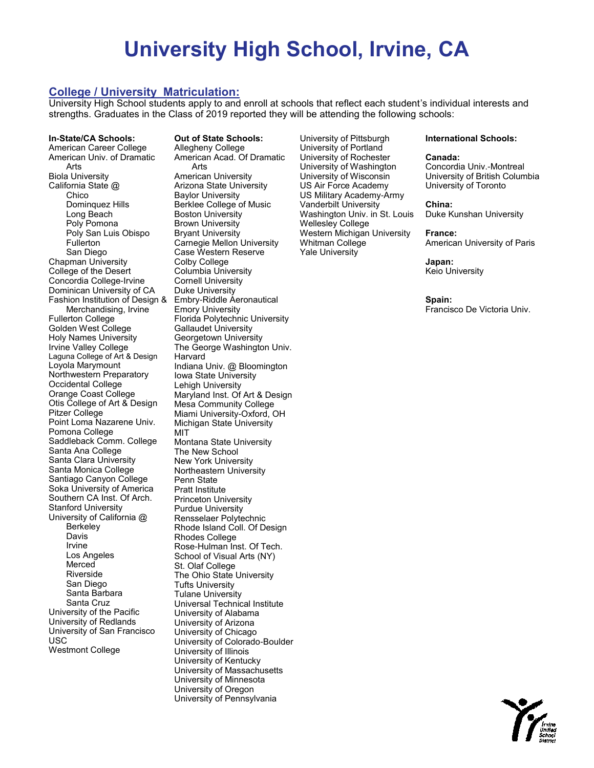# University High School, Irvine, CA

## College / University Matriculation:

University High School students apply to and enroll at schools that reflect each student's individual interests and strengths. Graduates in the Class of 2019 reported they will be attending the following schools:

**In-State/CA Schools:**

- American Career College
- American Univ. of Dramatic Arts
- Biola University
- California State @
  - Chico
  - Dominquez Hills
  - Long Beach
  - Poly Pomona
  - Poly San Luis Obispo
  - Fullerton
  - San Diego
- Chapman University
- College of the Desert
- Concordia College-Irvine
- Dominican University of CA
- Fashion Institution of Design & Merchandising, Irvine
- Fullerton College
- Golden West College
- Holy Names University
- Irvine Valley College
- Laguna College of Art & Design
- Loyola Marymount
- Northwestern Preparatory
- Occidental College
- Orange Coast College
- Otis College of Art & Design
- Pitzer College
- Point Loma Nazarene Univ.
- Pomona College
- Saddleback Comm. College
- Santa Ana College
- Santa Clara University
- Santa Monica College
- Santiago Canyon College
- Soka University of America
- Southern CA Inst. Of Arch.
- Stanford University
- University of California @
  - Berkeley
  - Davis
  - Irvine
  - Los Angeles
  - Merced
  - Riverside
  - San Diego
  - Santa Barbara
  - Santa Cruz
- University of the Pacific
- University of Redlands
- University of San Francisco
- USC
- Westmont College

**Out of State Schools:**

- Allegheny College
- American Acad. Of Dramatic Arts
- American University
- Arizona State University
- Baylor University
- Berklee College of Music
- Boston University
- Brown University
- Bryant University
- Carnegie Mellon University
- Case Western Reserve
- Colby College
- Columbia University
- Cornell University
- Duke University
- Embry-Riddle Aeronautical
- Emory University
- Florida Polytechnic University
- Gallaudet University
- Georgetown University
- The George Washington Univ.
- Harvard
- Indiana Univ. @ Bloomington
- Iowa State University
- Lehigh University
- Maryland Inst. Of Art & Design
- Mesa Community College
- Miami University-Oxford, OH
- Michigan State University
- MIT
- Montana State University
- The New School
- New York University
- Northeastern University
- Penn State
- Pratt Institute
- Princeton University
- Purdue University
- Rensselaer Polytechnic
- Rhode Island Coll. Of Design
- Rhodes College
- Rose-Hulman Inst. Of Tech.
- School of Visual Arts (NY)
- St. Olaf College
- The Ohio State University
- Tufts University
- Tulane University
- Universal Technical Institute
- University of Alabama
- University of Arizona
- University of Chicago
- University of Colorado-Boulder
- University of Illinois
- University of Kentucky
- University of Massachusetts
- University of Minnesota
- University of Oregon
- University of Pennsylvania
- University of Pittsburgh
- University of Portland
- University of Rochester
- University of Washington
- University of Wisconsin
- US Air Force Academy
- US Military Academy-Army
- Vanderbilt University
- Washington Univ. in St. Louis
- Wellesley College
- Western Michigan University
- Whitman College
- Yale University

**International Schools:**

**Canada:**
- Concordia Univ.-Montreal
- University of British Columbia
- University of Toronto

**China:**
- Duke Kunshan University

**France:**
- American University of Paris

**Japan:**
- Keio University

**Spain:**
- Francisco De Victoria Univ.